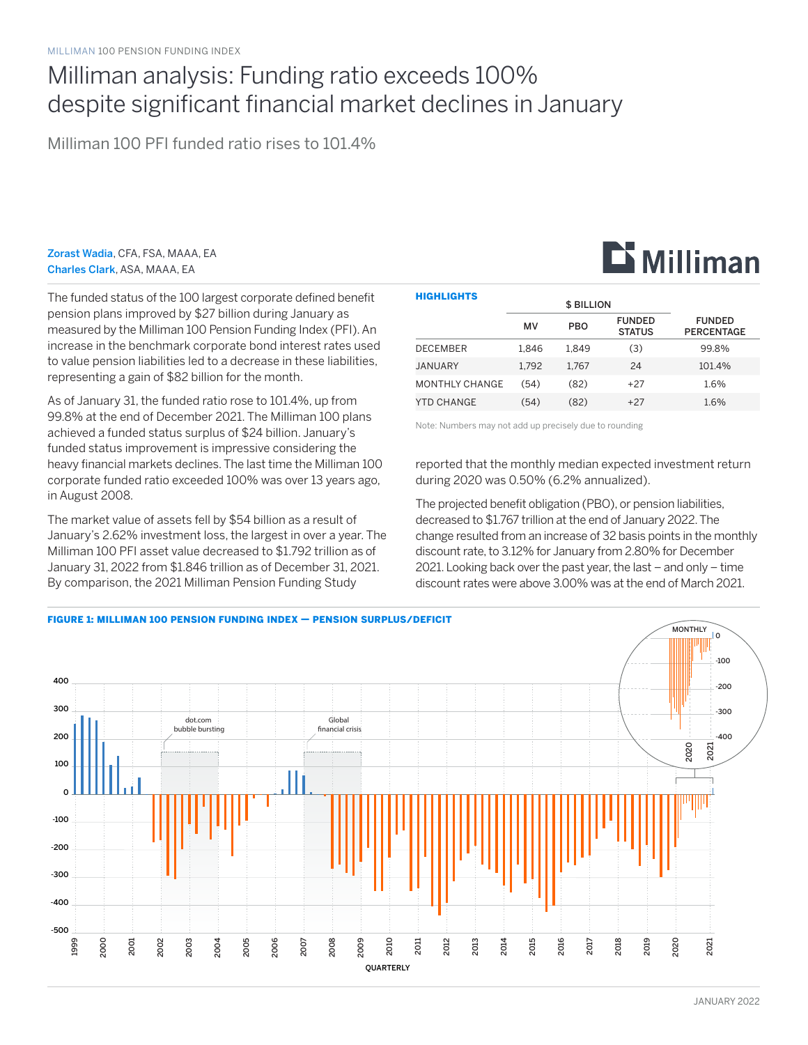MILLIMAN 100 PENSION FUNDING INDEX

# Milliman analysis: Funding ratio exceeds 100% despite significant financial market declines in January

## Milliman 100 PFI funded ratio rises to 101.4%

**Zorast Wadia**, CFA, FSA, MAAA, EA
**Charles Clark**, ASA, MAAA, EA

The funded status of the 100 largest corporate defined benefit pension plans improved by $27 billion during January as measured by the Milliman 100 Pension Funding Index (PFI). An increase in the benchmark corporate bond interest rates used to value pension liabilities led to a decrease in these liabilities, representing a gain of $82 billion for the month.

As of January 31, the funded ratio rose to 101.4%, up from 99.8% at the end of December 2021. The Milliman 100 plans achieved a funded status surplus of $24 billion. January's funded status improvement is impressive considering the heavy financial markets declines. The last time the Milliman 100 corporate funded ratio exceeded 100% was over 13 years ago, in August 2008.

The market value of assets fell by $54 billion as a result of January's 2.62% investment loss, the largest in over a year. The Milliman 100 PFI asset value decreased to $1.792 trillion as of January 31, 2022 from $1.846 trillion as of December 31, 2021. By comparison, the 2021 Milliman Pension Funding Study reported that the monthly median expected investment return during 2020 was 0.50% (6.2% annualized).

The projected benefit obligation (PBO), or pension liabilities, decreased to $1.767 trillion at the end of January 2022. The change resulted from an increase of 32 basis points in the monthly discount rate, to 3.12% for January from 2.80% for December 2021. Looking back over the past year, the last – and only – time discount rates were above 3.00% was at the end of March 2021.

**HIGHLIGHTS**

| | $ BILLION | | | |
|---|---|---|---|---|
| | MV | PBO | FUNDED STATUS | FUNDED PERCENTAGE |
| DECEMBER | 1,846 | 1,849 | (3) | 99.8% |
| JANUARY | 1,792 | 1,767 | 24 | 101.4% |
| MONTHLY CHANGE | (54) | (82) | +27 | 1.6% |
| YTD CHANGE | (54) | (82) | +27 | 1.6% |

Note: Numbers may not add up precisely due to rounding

**FIGURE 1: MILLIMAN 100 PENSION FUNDING INDEX — PENSION SURPLUS/DEFICIT**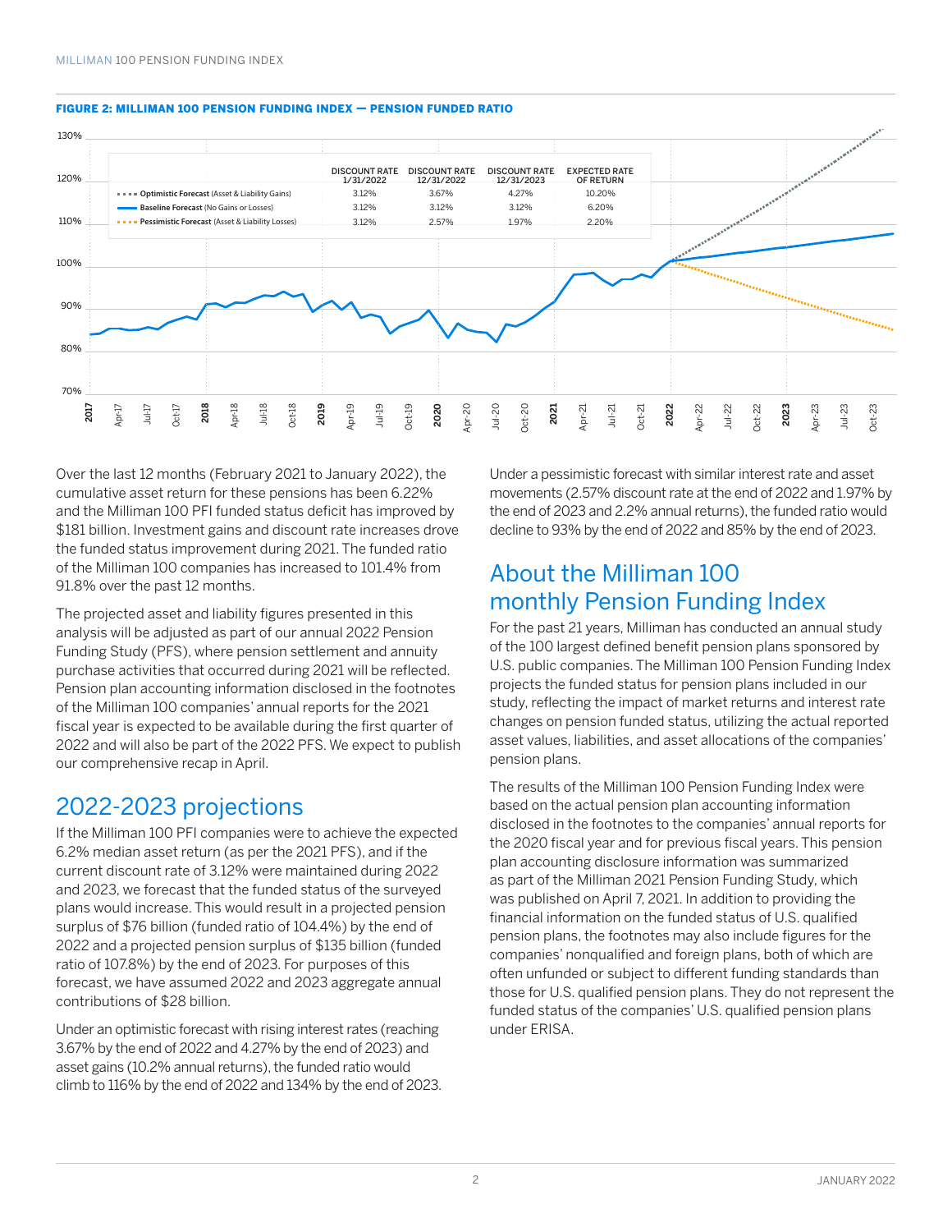**FIGURE 2: MILLIMAN 100 PENSION FUNDING INDEX — PENSION FUNDED RATIO**

| | DISCOUNT RATE 1/31/2022 | DISCOUNT RATE 12/31/2022 | DISCOUNT RATE 12/31/2023 | EXPECTED RATE OF RETURN |
|---|---|---|---|---|
| **Optimistic Forecast** (Asset & Liability Gains) | 3.12% | 3.67% | 4.27% | 10.20% |
| **Baseline Forecast** (No Gains or Losses) | 3.12% | 3.12% | 3.12% | 6.20% |
| **Pessimistic Forecast** (Asset & Liability Losses) | 3.12% | 2.57% | 1.97% | 2.20% |

Over the last 12 months (February 2021 to January 2022), the cumulative asset return for these pensions has been 6.22% and the Milliman 100 PFI funded status deficit has improved by $181 billion. Investment gains and discount rate increases drove the funded status improvement during 2021. The funded ratio of the Milliman 100 companies has increased to 101.4% from 91.8% over the past 12 months.

The projected asset and liability figures presented in this analysis will be adjusted as part of our annual 2022 Pension Funding Study (PFS), where pension settlement and annuity purchase activities that occurred during 2021 will be reflected. Pension plan accounting information disclosed in the footnotes of the Milliman 100 companies' annual reports for the 2021 fiscal year is expected to be available during the first quarter of 2022 and will also be part of the 2022 PFS. We expect to publish our comprehensive recap in April.

## 2022-2023 projections

If the Milliman 100 PFI companies were to achieve the expected 6.2% median asset return (as per the 2021 PFS), and if the current discount rate of 3.12% were maintained during 2022 and 2023, we forecast that the funded status of the surveyed plans would increase. This would result in a projected pension surplus of $76 billion (funded ratio of 104.4%) by the end of 2022 and a projected pension surplus of $135 billion (funded ratio of 107.8%) by the end of 2023. For purposes of this forecast, we have assumed 2022 and 2023 aggregate annual contributions of $28 billion.

Under an optimistic forecast with rising interest rates (reaching 3.67% by the end of 2022 and 4.27% by the end of 2023) and asset gains (10.2% annual returns), the funded ratio would climb to 116% by the end of 2022 and 134% by the end of 2023.

Under a pessimistic forecast with similar interest rate and asset movements (2.57% discount rate at the end of 2022 and 1.97% by the end of 2023 and 2.2% annual returns), the funded ratio would decline to 93% by the end of 2022 and 85% by the end of 2023.

## About the Milliman 100 monthly Pension Funding Index

For the past 21 years, Milliman has conducted an annual study of the 100 largest defined benefit pension plans sponsored by U.S. public companies. The Milliman 100 Pension Funding Index projects the funded status for pension plans included in our study, reflecting the impact of market returns and interest rate changes on pension funded status, utilizing the actual reported asset values, liabilities, and asset allocations of the companies' pension plans.

The results of the Milliman 100 Pension Funding Index were based on the actual pension plan accounting information disclosed in the footnotes to the companies' annual reports for the 2020 fiscal year and for previous fiscal years. This pension plan accounting disclosure information was summarized as part of the Milliman 2021 Pension Funding Study, which was published on April 7, 2021. In addition to providing the financial information on the funded status of U.S. qualified pension plans, the footnotes may also include figures for the companies' nonqualified and foreign plans, both of which are often unfunded or subject to different funding standards than those for U.S. qualified pension plans. They do not represent the funded status of the companies' U.S. qualified pension plans under ERISA.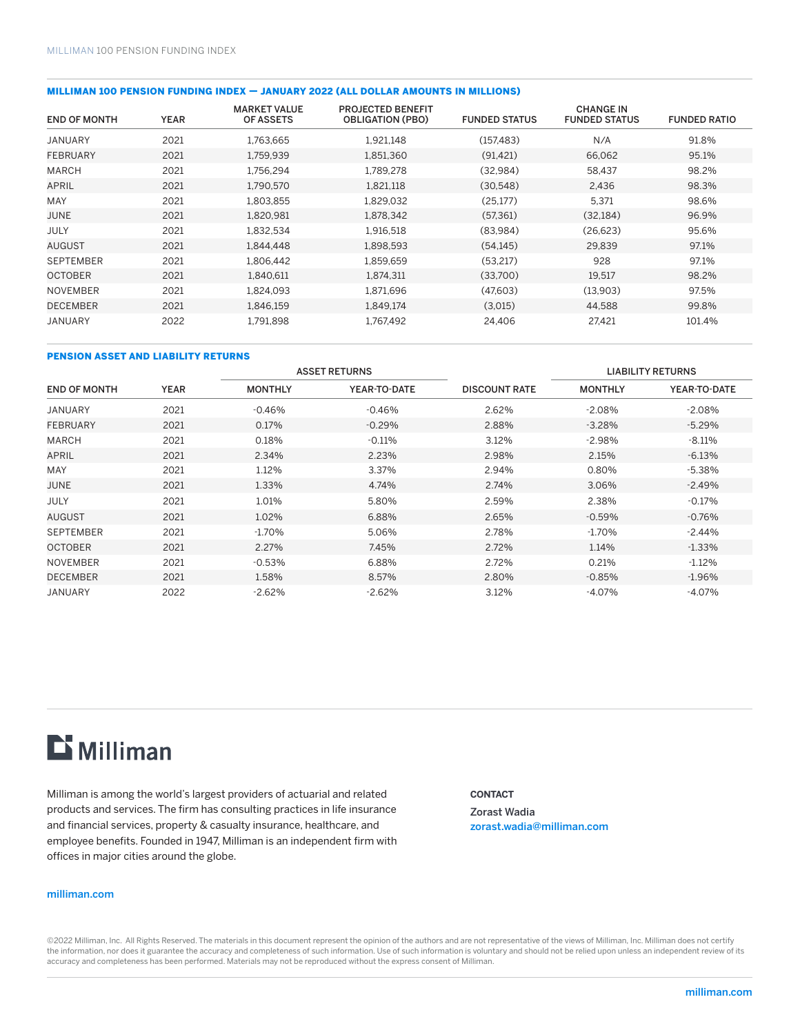## MILLIMAN 100 PENSION FUNDING INDEX — JANUARY 2022 (ALL DOLLAR AMOUNTS IN MILLIONS)

| END OF MONTH | YEAR | MARKET VALUE OF ASSETS | PROJECTED BENEFIT OBLIGATION (PBO) | FUNDED STATUS | CHANGE IN FUNDED STATUS | FUNDED RATIO |
|---|---|---|---|---|---|---|
| JANUARY | 2021 | 1,763,665 | 1,921,148 | (157,483) | N/A | 91.8% |
| FEBRUARY | 2021 | 1,759,939 | 1,851,360 | (91,421) | 66,062 | 95.1% |
| MARCH | 2021 | 1,756,294 | 1,789,278 | (32,984) | 58,437 | 98.2% |
| APRIL | 2021 | 1,790,570 | 1,821,118 | (30,548) | 2,436 | 98.3% |
| MAY | 2021 | 1,803,855 | 1,829,032 | (25,177) | 5,371 | 98.6% |
| JUNE | 2021 | 1,820,981 | 1,878,342 | (57,361) | (32,184) | 96.9% |
| JULY | 2021 | 1,832,534 | 1,916,518 | (83,984) | (26,623) | 95.6% |
| AUGUST | 2021 | 1,844,448 | 1,898,593 | (54,145) | 29,839 | 97.1% |
| SEPTEMBER | 2021 | 1,806,442 | 1,859,659 | (53,217) | 928 | 97.1% |
| OCTOBER | 2021 | 1,840,611 | 1,874,311 | (33,700) | 19,517 | 98.2% |
| NOVEMBER | 2021 | 1,824,093 | 1,871,696 | (47,603) | (13,903) | 97.5% |
| DECEMBER | 2021 | 1,846,159 | 1,849,174 | (3,015) | 44,588 | 99.8% |
| JANUARY | 2022 | 1,791,898 | 1,767,492 | 24,406 | 27,421 | 101.4% |

## PENSION ASSET AND LIABILITY RETURNS

| | | ASSET RETURNS | | | LIABILITY RETURNS | |
|---|---|---|---|---|---|---|
| END OF MONTH | YEAR | MONTHLY | YEAR-TO-DATE | DISCOUNT RATE | MONTHLY | YEAR-TO-DATE |
| JANUARY | 2021 | -0.46% | -0.46% | 2.62% | -2.08% | -2.08% |
| FEBRUARY | 2021 | 0.17% | -0.29% | 2.88% | -3.28% | -5.29% |
| MARCH | 2021 | 0.18% | -0.11% | 3.12% | -2.98% | -8.11% |
| APRIL | 2021 | 2.34% | 2.23% | 2.98% | 2.15% | -6.13% |
| MAY | 2021 | 1.12% | 3.37% | 2.94% | 0.80% | -5.38% |
| JUNE | 2021 | 1.33% | 4.74% | 2.74% | 3.06% | -2.49% |
| JULY | 2021 | 1.01% | 5.80% | 2.59% | 2.38% | -0.17% |
| AUGUST | 2021 | 1.02% | 6.88% | 2.65% | -0.59% | -0.76% |
| SEPTEMBER | 2021 | -1.70% | 5.06% | 2.78% | -1.70% | -2.44% |
| OCTOBER | 2021 | 2.27% | 7.45% | 2.72% | 1.14% | -1.33% |
| NOVEMBER | 2021 | -0.53% | 6.88% | 2.72% | 0.21% | -1.12% |
| DECEMBER | 2021 | 1.58% | 8.57% | 2.80% | -0.85% | -1.96% |
| JANUARY | 2022 | -2.62% | -2.62% | 3.12% | -4.07% | -4.07% |

Milliman

Milliman is among the world's largest providers of actuarial and related products and services. The firm has consulting practices in life insurance and financial services, property & casualty insurance, healthcare, and employee benefits. Founded in 1947, Milliman is an independent firm with offices in major cities around the globe.

milliman.com

**CONTACT**

Zorast Wadia
zorast.wadia@milliman.com

©2022 Milliman, Inc. All Rights Reserved. The materials in this document represent the opinion of the authors and are not representative of the views of Milliman, Inc. Milliman does not certify the information, nor does it guarantee the accuracy and completeness of such information. Use of such information is voluntary and should not be relied upon unless an independent review of its accuracy and completeness has been performed. Materials may not be reproduced without the express consent of Milliman.